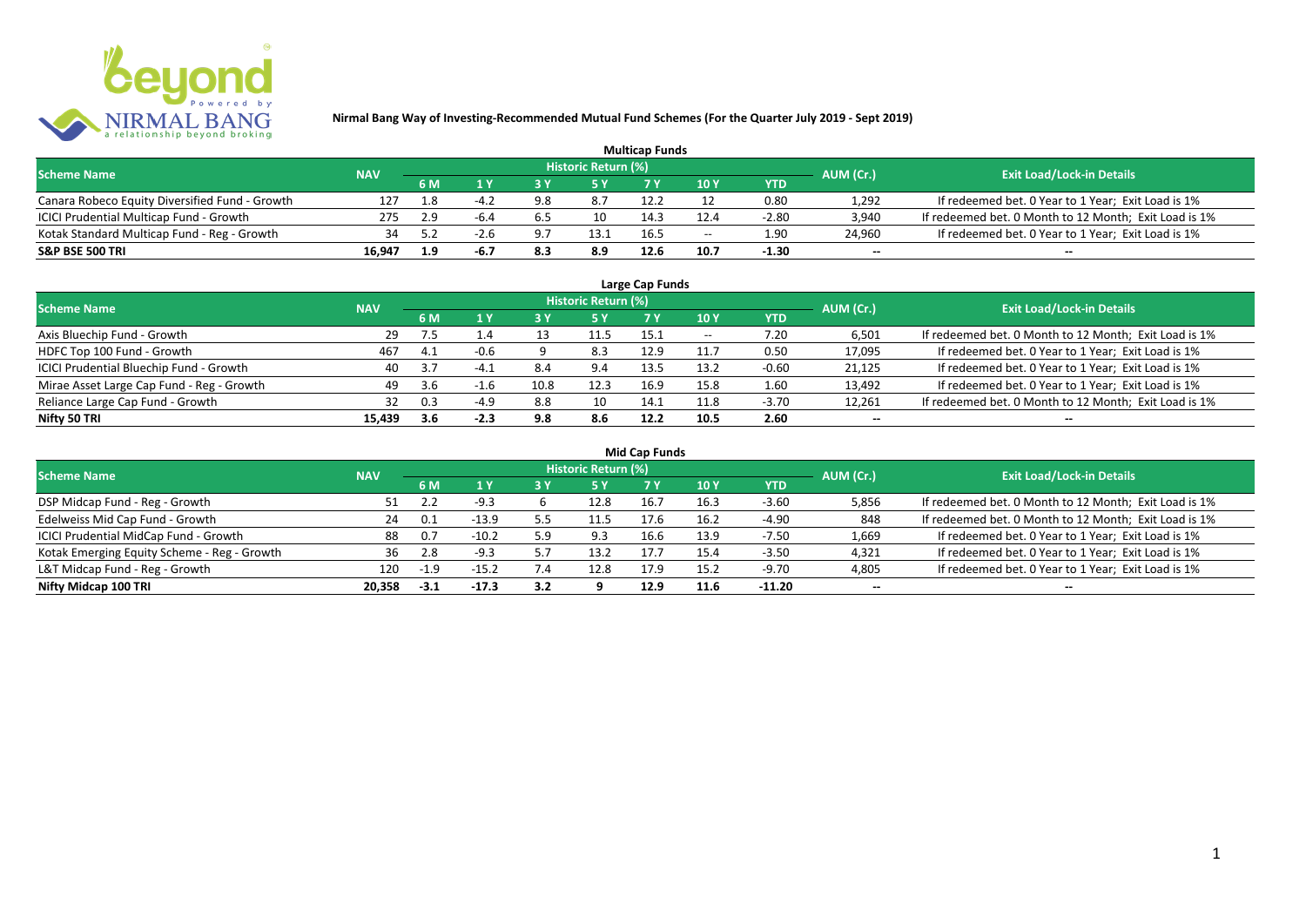**Nirmal Bang Way of Investing-Recommended Mutual Fund Schemes (For the Quarter July 2019 - Sept 2019)**

## Multicap Funds

| Scheme Name | NAV | Historic Return (%) | | | | | | | AUM (Cr.) | Exit Load/Lock-in Details |
|---|---|---|---|---|---|---|---|---|---|---|
| | | 6 M | 1 Y | 3 Y | 5 Y | 7 Y | 10 Y | YTD | | |
| Canara Robeco Equity Diversified Fund - Growth | 127 | 1.8 | -4.2 | 9.8 | 8.7 | 12.2 | 12 | 0.80 | 1,292 | If redeemed bet. 0 Year to 1 Year; Exit Load is 1% |
| ICICI Prudential Multicap Fund - Growth | 275 | 2.9 | -6.4 | 6.5 | 10 | 14.3 | 12.4 | -2.80 | 3,940 | If redeemed bet. 0 Month to 12 Month; Exit Load is 1% |
| Kotak Standard Multicap Fund - Reg - Growth | 34 | 5.2 | -2.6 | 9.7 | 13.1 | 16.5 | -- | 1.90 | 24,960 | If redeemed bet. 0 Year to 1 Year; Exit Load is 1% |
| **S&P BSE 500 TRI** | **16,947** | **1.9** | **-6.7** | **8.3** | **8.9** | **12.6** | **10.7** | **-1.30** | **--** | **--** |

## Large Cap Funds

| Scheme Name | NAV | Historic Return (%) | | | | | | | AUM (Cr.) | Exit Load/Lock-in Details |
|---|---|---|---|---|---|---|---|---|---|---|
| | | 6 M | 1 Y | 3 Y | 5 Y | 7 Y | 10 Y | YTD | | |
| Axis Bluechip Fund - Growth | 29 | 7.5 | 1.4 | 13 | 11.5 | 15.1 | -- | 7.20 | 6,501 | If redeemed bet. 0 Month to 12 Month; Exit Load is 1% |
| HDFC Top 100 Fund - Growth | 467 | 4.1 | -0.6 | 9 | 8.3 | 12.9 | 11.7 | 0.50 | 17,095 | If redeemed bet. 0 Year to 1 Year; Exit Load is 1% |
| ICICI Prudential Bluechip Fund - Growth | 40 | 3.7 | -4.1 | 8.4 | 9.4 | 13.5 | 13.2 | -0.60 | 21,125 | If redeemed bet. 0 Year to 1 Year; Exit Load is 1% |
| Mirae Asset Large Cap Fund - Reg - Growth | 49 | 3.6 | -1.6 | 10.8 | 12.3 | 16.9 | 15.8 | 1.60 | 13,492 | If redeemed bet. 0 Year to 1 Year; Exit Load is 1% |
| Reliance Large Cap Fund - Growth | 32 | 0.3 | -4.9 | 8.8 | 10 | 14.1 | 11.8 | -3.70 | 12,261 | If redeemed bet. 0 Month to 12 Month; Exit Load is 1% |
| **Nifty 50 TRI** | **15,439** | **3.6** | **-2.3** | **9.8** | **8.6** | **12.2** | **10.5** | **2.60** | **--** | **--** |

## Mid Cap Funds

| Scheme Name | NAV | Historic Return (%) | | | | | | | AUM (Cr.) | Exit Load/Lock-in Details |
|---|---|---|---|---|---|---|---|---|---|---|
| | | 6 M | 1 Y | 3 Y | 5 Y | 7 Y | 10 Y | YTD | | |
| DSP Midcap Fund - Reg - Growth | 51 | 2.2 | -9.3 | 6 | 12.8 | 16.7 | 16.3 | -3.60 | 5,856 | If redeemed bet. 0 Month to 12 Month; Exit Load is 1% |
| Edelweiss Mid Cap Fund - Growth | 24 | 0.1 | -13.9 | 5.5 | 11.5 | 17.6 | 16.2 | -4.90 | 848 | If redeemed bet. 0 Month to 12 Month; Exit Load is 1% |
| ICICI Prudential MidCap Fund - Growth | 88 | 0.7 | -10.2 | 5.9 | 9.3 | 16.6 | 13.9 | -7.50 | 1,669 | If redeemed bet. 0 Year to 1 Year; Exit Load is 1% |
| Kotak Emerging Equity Scheme - Reg - Growth | 36 | 2.8 | -9.3 | 5.7 | 13.2 | 17.7 | 15.4 | -3.50 | 4,321 | If redeemed bet. 0 Year to 1 Year; Exit Load is 1% |
| L&T Midcap Fund - Reg - Growth | 120 | -1.9 | -15.2 | 7.4 | 12.8 | 17.9 | 15.2 | -9.70 | 4,805 | If redeemed bet. 0 Year to 1 Year; Exit Load is 1% |
| **Nifty Midcap 100 TRI** | **20,358** | **-3.1** | **-17.3** | **3.2** | **9** | **12.9** | **11.6** | **-11.20** | **--** | **--** |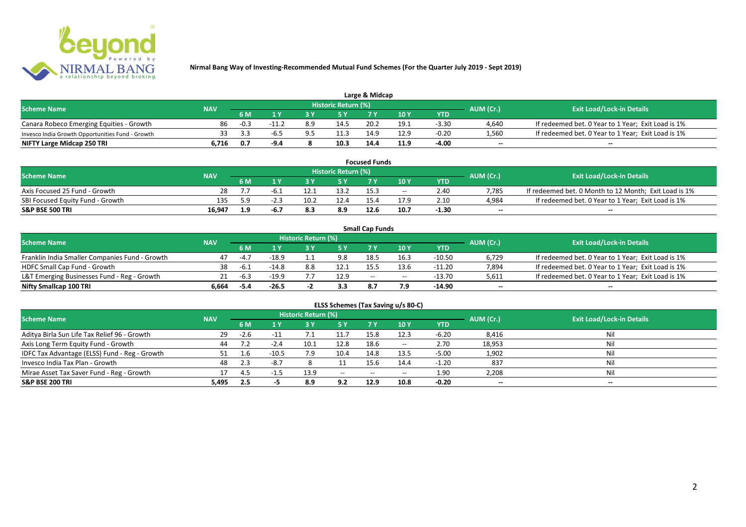**Nirmal Bang Way of Investing-Recommended Mutual Fund Schemes (For the Quarter July 2019 - Sept 2019)**

### Large & Midcap

| Scheme Name | NAV | Historic Return (%) | | | | | | | AUM (Cr.) | Exit Load/Lock-in Details |
|---|---|---|---|---|---|---|---|---|---|---|
| | | 6 M | 1 Y | 3 Y | 5 Y | 7 Y | 10 Y | YTD | | |
| Canara Robeco Emerging Equities - Growth | 86 | -0.3 | -11.2 | 8.9 | 14.5 | 20.2 | 19.1 | -3.30 | 4,640 | If redeemed bet. 0 Year to 1 Year; Exit Load is 1% |
| Invesco India Growth Opportunities Fund - Growth | 33 | 3.3 | -6.5 | 9.5 | 11.3 | 14.9 | 12.9 | -0.20 | 1,560 | If redeemed bet. 0 Year to 1 Year; Exit Load is 1% |
| **NIFTY Large Midcap 250 TRI** | **6,716** | **0.7** | **-9.4** | **8** | **10.3** | **14.4** | **11.9** | **-4.00** | **--** | **--** |

### Focused Funds

| Scheme Name | NAV | Historic Return (%) | | | | | | | AUM (Cr.) | Exit Load/Lock-in Details |
|---|---|---|---|---|---|---|---|---|---|---|
| | | 6 M | 1 Y | 3 Y | 5 Y | 7 Y | 10 Y | YTD | | |
| Axis Focused 25 Fund - Growth | 28 | 7.7 | -6.1 | 12.1 | 13.2 | 15.3 | -- | 2.40 | 7,785 | If redeemed bet. 0 Month to 12 Month; Exit Load is 1% |
| SBI Focused Equity Fund - Growth | 135 | 5.9 | -2.3 | 10.2 | 12.4 | 15.4 | 17.9 | 2.10 | 4,984 | If redeemed bet. 0 Year to 1 Year; Exit Load is 1% |
| **S&P BSE 500 TRI** | **16,947** | **1.9** | **-6.7** | **8.3** | **8.9** | **12.6** | **10.7** | **-1.30** | **--** | **--** |

### Small Cap Funds

| Scheme Name | NAV | Historic Return (%) | | | | | | | AUM (Cr.) | Exit Load/Lock-in Details |
|---|---|---|---|---|---|---|---|---|---|---|
| | | 6 M | 1 Y | 3 Y | 5 Y | 7 Y | 10 Y | YTD | | |
| Franklin India Smaller Companies Fund - Growth | 47 | -4.7 | -18.9 | 1.1 | 9.8 | 18.5 | 16.3 | -10.50 | 6,729 | If redeemed bet. 0 Year to 1 Year; Exit Load is 1% |
| HDFC Small Cap Fund - Growth | 38 | -6.1 | -14.8 | 8.8 | 12.1 | 15.5 | 13.6 | -11.20 | 7,894 | If redeemed bet. 0 Year to 1 Year; Exit Load is 1% |
| L&T Emerging Businesses Fund - Reg - Growth | 21 | -6.3 | -19.9 | 7.7 | 12.9 | -- | -- | -13.70 | 5,611 | If redeemed bet. 0 Year to 1 Year; Exit Load is 1% |
| **Nifty Smallcap 100 TRI** | **6,664** | **-5.4** | **-26.5** | **-2** | **3.3** | **8.7** | **7.9** | **-14.90** | **--** | **--** |

### ELSS Schemes (Tax Saving u/s 80-C)

| Scheme Name | NAV | Historic Return (%) | | | | | | | AUM (Cr.) | Exit Load/Lock-in Details |
|---|---|---|---|---|---|---|---|---|---|---|
| | | 6 M | 1 Y | 3 Y | 5 Y | 7 Y | 10 Y | YTD | | |
| Aditya Birla Sun Life Tax Relief 96 - Growth | 29 | -2.6 | -11 | 7.1 | 11.7 | 15.8 | 12.3 | -6.20 | 8,416 | Nil |
| Axis Long Term Equity Fund - Growth | 44 | 7.2 | -2.4 | 10.1 | 12.8 | 18.6 | -- | 2.70 | 18,953 | Nil |
| IDFC Tax Advantage (ELSS) Fund - Reg - Growth | 51 | 1.6 | -10.5 | 7.9 | 10.4 | 14.8 | 13.5 | -5.00 | 1,902 | Nil |
| Invesco India Tax Plan - Growth | 48 | 2.3 | -8.7 | 8 | 11 | 15.6 | 14.4 | -1.20 | 837 | Nil |
| Mirae Asset Tax Saver Fund - Reg - Growth | 17 | 4.5 | -1.5 | 13.9 | -- | -- | -- | 1.90 | 2,208 | Nil |
| **S&P BSE 200 TRI** | **5,495** | **2.5** | **-5** | **8.9** | **9.2** | **12.9** | **10.8** | **-0.20** | **--** | **--** |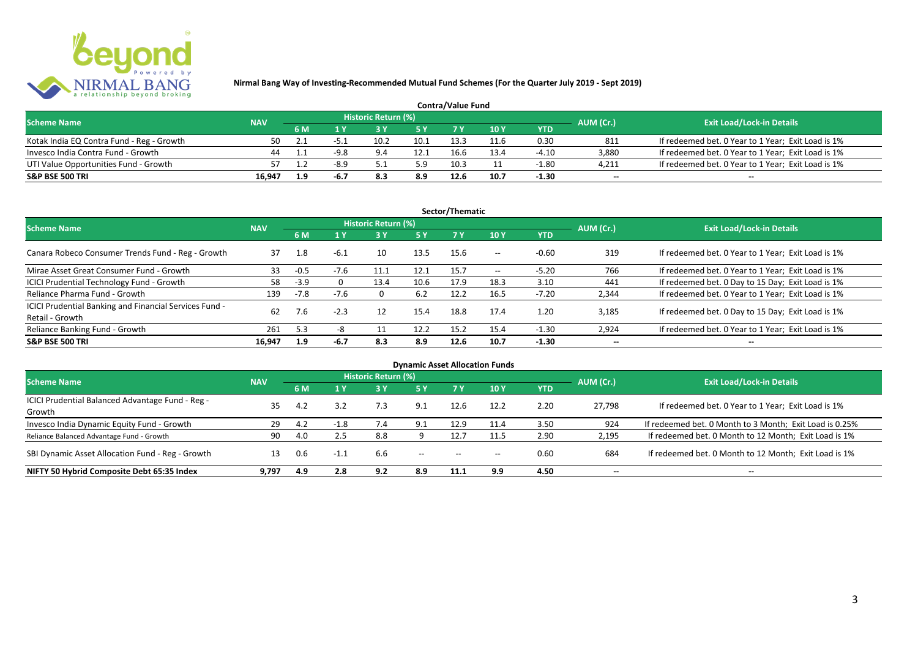**Nirmal Bang Way of Investing-Recommended Mutual Fund Schemes (For the Quarter July 2019 - Sept 2019)**

### Contra/Value Fund

| Scheme Name | NAV | Historic Return (%) | | | | | | | AUM (Cr.) | Exit Load/Lock-in Details |
|---|---|---|---|---|---|---|---|---|---|---|
| | | 6 M | 1 Y | 3 Y | 5 Y | 7 Y | 10 Y | YTD | | |
| Kotak India EQ Contra Fund - Reg - Growth | 50 | 2.1 | -5.1 | 10.2 | 10.1 | 13.3 | 11.6 | 0.30 | 811 | If redeemed bet. 0 Year to 1 Year; Exit Load is 1% |
| Invesco India Contra Fund - Growth | 44 | 1.1 | -9.8 | 9.4 | 12.1 | 16.6 | 13.4 | -4.10 | 3,880 | If redeemed bet. 0 Year to 1 Year; Exit Load is 1% |
| UTI Value Opportunities Fund - Growth | 57 | 1.2 | -8.9 | 5.1 | 5.9 | 10.3 | 11 | -1.80 | 4,211 | If redeemed bet. 0 Year to 1 Year; Exit Load is 1% |
| **S&P BSE 500 TRI** | **16,947** | **1.9** | **-6.7** | **8.3** | **8.9** | **12.6** | **10.7** | **-1.30** | -- | -- |

### Sector/Thematic

| Scheme Name | NAV | Historic Return (%) | | | | | | | AUM (Cr.) | Exit Load/Lock-in Details |
|---|---|---|---|---|---|---|---|---|---|---|
| | | 6 M | 1 Y | 3 Y | 5 Y | 7 Y | 10 Y | YTD | | |
| Canara Robeco Consumer Trends Fund - Reg - Growth | 37 | 1.8 | -6.1 | 10 | 13.5 | 15.6 | -- | -0.60 | 319 | If redeemed bet. 0 Year to 1 Year; Exit Load is 1% |
| Mirae Asset Great Consumer Fund - Growth | 33 | -0.5 | -7.6 | 11.1 | 12.1 | 15.7 | -- | -5.20 | 766 | If redeemed bet. 0 Year to 1 Year; Exit Load is 1% |
| ICICI Prudential Technology Fund - Growth | 58 | -3.9 | 0 | 13.4 | 10.6 | 17.9 | 18.3 | 3.10 | 441 | If redeemed bet. 0 Day to 15 Day; Exit Load is 1% |
| Reliance Pharma Fund - Growth | 139 | -7.8 | -7.6 | 0 | 6.2 | 12.2 | 16.5 | -7.20 | 2,344 | If redeemed bet. 0 Year to 1 Year; Exit Load is 1% |
| ICICI Prudential Banking and Financial Services Fund - Retail - Growth | 62 | 7.6 | -2.3 | 12 | 15.4 | 18.8 | 17.4 | 1.20 | 3,185 | If redeemed bet. 0 Day to 15 Day; Exit Load is 1% |
| Reliance Banking Fund - Growth | 261 | 5.3 | -8 | 11 | 12.2 | 15.2 | 15.4 | -1.30 | 2,924 | If redeemed bet. 0 Year to 1 Year; Exit Load is 1% |
| **S&P BSE 500 TRI** | **16,947** | **1.9** | **-6.7** | **8.3** | **8.9** | **12.6** | **10.7** | **-1.30** | -- | -- |

### Dynamic Asset Allocation Funds

| Scheme Name | NAV | Historic Return (%) | | | | | | | AUM (Cr.) | Exit Load/Lock-in Details |
|---|---|---|---|---|---|---|---|---|---|---|
| | | 6 M | 1 Y | 3 Y | 5 Y | 7 Y | 10 Y | YTD | | |
| ICICI Prudential Balanced Advantage Fund - Reg - Growth | 35 | 4.2 | 3.2 | 7.3 | 9.1 | 12.6 | 12.2 | 2.20 | 27,798 | If redeemed bet. 0 Year to 1 Year; Exit Load is 1% |
| Invesco India Dynamic Equity Fund - Growth | 29 | 4.2 | -1.8 | 7.4 | 9.1 | 12.9 | 11.4 | 3.50 | 924 | If redeemed bet. 0 Month to 3 Month; Exit Load is 0.25% |
| Reliance Balanced Advantage Fund - Growth | 90 | 4.0 | 2.5 | 8.8 | 9 | 12.7 | 11.5 | 2.90 | 2,195 | If redeemed bet. 0 Month to 12 Month; Exit Load is 1% |
| SBI Dynamic Asset Allocation Fund - Reg - Growth | 13 | 0.6 | -1.1 | 6.6 | -- | -- | -- | 0.60 | 684 | If redeemed bet. 0 Month to 12 Month; Exit Load is 1% |
| **NIFTY 50 Hybrid Composite Debt 65:35 Index** | **9,797** | **4.9** | **2.8** | **9.2** | **8.9** | **11.1** | **9.9** | **4.50** | -- | -- |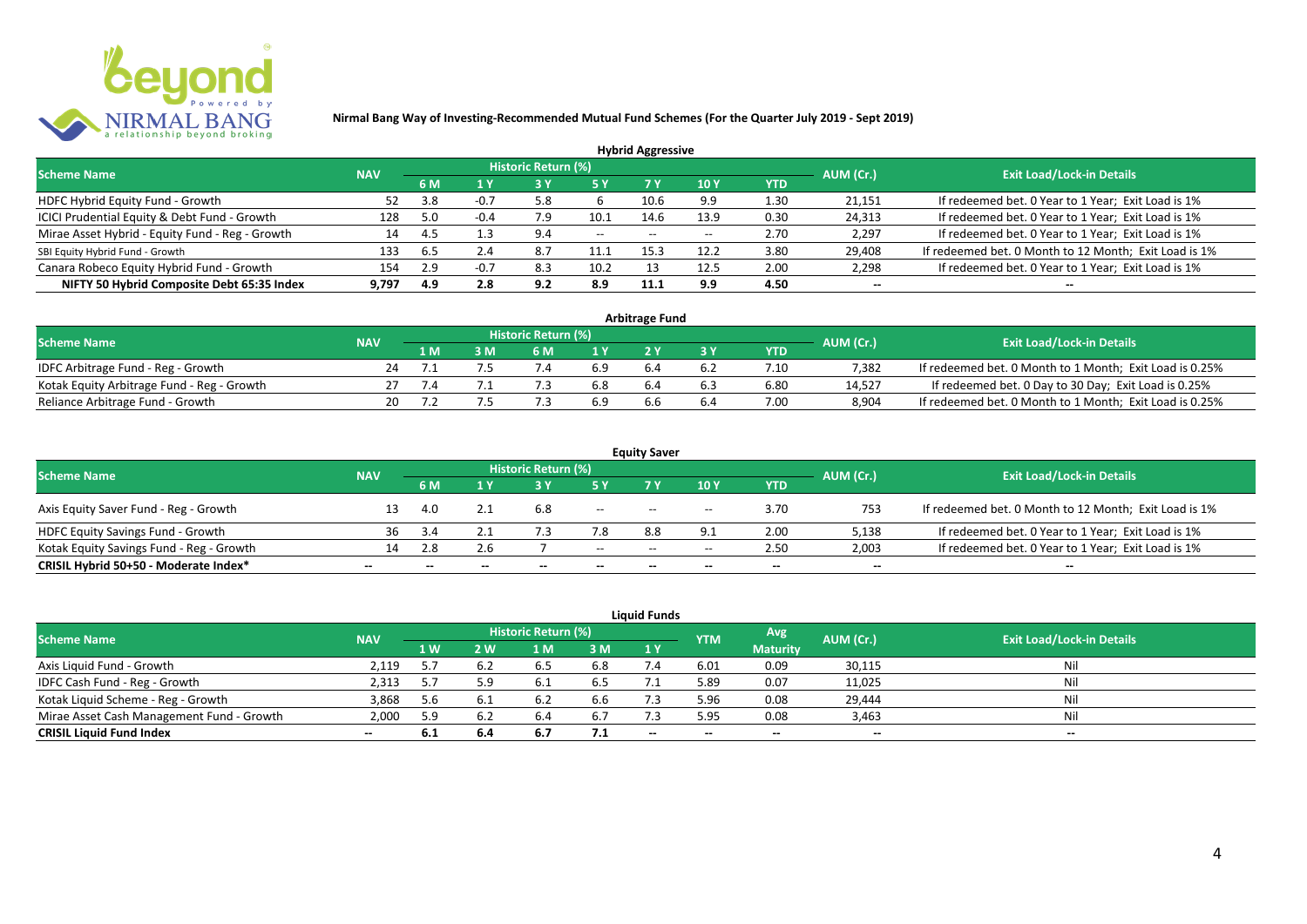**Nirmal Bang Way of Investing-Recommended Mutual Fund Schemes (For the Quarter July 2019 - Sept 2019)**

## Hybrid Aggressive

| Scheme Name | NAV | Historic Return (%) | | | | | | YTD | AUM (Cr.) | Exit Load/Lock-in Details |
|---|---|---|---|---|---|---|---|---|---|---|
| | | 6 M | 1 Y | 3 Y | 5 Y | 7 Y | 10 Y | | | |
| HDFC Hybrid Equity Fund - Growth | 52 | 3.8 | -0.7 | 5.8 | 6 | 10.6 | 9.9 | 1.30 | 21,151 | If redeemed bet. 0 Year to 1 Year; Exit Load is 1% |
| ICICI Prudential Equity & Debt Fund - Growth | 128 | 5.0 | -0.4 | 7.9 | 10.1 | 14.6 | 13.9 | 0.30 | 24,313 | If redeemed bet. 0 Year to 1 Year; Exit Load is 1% |
| Mirae Asset Hybrid - Equity Fund - Reg - Growth | 14 | 4.5 | 1.3 | 9.4 | -- | -- | -- | 2.70 | 2,297 | If redeemed bet. 0 Year to 1 Year; Exit Load is 1% |
| SBI Equity Hybrid Fund - Growth | 133 | 6.5 | 2.4 | 8.7 | 11.1 | 15.3 | 12.2 | 3.80 | 29,408 | If redeemed bet. 0 Month to 12 Month; Exit Load is 1% |
| Canara Robeco Equity Hybrid Fund - Growth | 154 | 2.9 | -0.7 | 8.3 | 10.2 | 13 | 12.5 | 2.00 | 2,298 | If redeemed bet. 0 Year to 1 Year; Exit Load is 1% |
| **NIFTY 50 Hybrid Composite Debt 65:35 Index** | **9,797** | **4.9** | **2.8** | **9.2** | **8.9** | **11.1** | **9.9** | **4.50** | **--** | **--** |

## Arbitrage Fund

| Scheme Name | NAV | Historic Return (%) | | | | | | YTD | AUM (Cr.) | Exit Load/Lock-in Details |
|---|---|---|---|---|---|---|---|---|---|---|
| | | 1 M | 3 M | 6 M | 1 Y | 2 Y | 3 Y | | | |
| IDFC Arbitrage Fund - Reg - Growth | 24 | 7.1 | 7.5 | 7.4 | 6.9 | 6.4 | 6.2 | 7.10 | 7,382 | If redeemed bet. 0 Month to 1 Month; Exit Load is 0.25% |
| Kotak Equity Arbitrage Fund - Reg - Growth | 27 | 7.4 | 7.1 | 7.3 | 6.8 | 6.4 | 6.3 | 6.80 | 14,527 | If redeemed bet. 0 Day to 30 Day; Exit Load is 0.25% |
| Reliance Arbitrage Fund - Growth | 20 | 7.2 | 7.5 | 7.3 | 6.9 | 6.6 | 6.4 | 7.00 | 8,904 | If redeemed bet. 0 Month to 1 Month; Exit Load is 0.25% |

## Equity Saver

| Scheme Name | NAV | Historic Return (%) | | | | | | YTD | AUM (Cr.) | Exit Load/Lock-in Details |
|---|---|---|---|---|---|---|---|---|---|---|
| | | 6 M | 1 Y | 3 Y | 5 Y | 7 Y | 10 Y | | | |
| Axis Equity Saver Fund - Reg - Growth | 13 | 4.0 | 2.1 | 6.8 | -- | -- | -- | 3.70 | 753 | If redeemed bet. 0 Month to 12 Month; Exit Load is 1% |
| HDFC Equity Savings Fund - Growth | 36 | 3.4 | 2.1 | 7.3 | 7.8 | 8.8 | 9.1 | 2.00 | 5,138 | If redeemed bet. 0 Year to 1 Year; Exit Load is 1% |
| Kotak Equity Savings Fund - Reg - Growth | 14 | 2.8 | 2.6 | 7 | -- | -- | -- | 2.50 | 2,003 | If redeemed bet. 0 Year to 1 Year; Exit Load is 1% |
| **CRISIL Hybrid 50+50 - Moderate Index*** | **--** | **--** | **--** | **--** | **--** | **--** | **--** | **--** | **--** | **--** |

## Liquid Funds

| Scheme Name | NAV | Historic Return (%) | | | | | YTM | Avg Maturity | AUM (Cr.) | Exit Load/Lock-in Details |
|---|---|---|---|---|---|---|---|---|---|---|
| | | 1 W | 2 W | 1 M | 3 M | 1 Y | | | | |
| Axis Liquid Fund - Growth | 2,119 | 5.7 | 6.2 | 6.5 | 6.8 | 7.4 | 6.01 | 0.09 | 30,115 | Nil |
| IDFC Cash Fund - Reg - Growth | 2,313 | 5.7 | 5.9 | 6.1 | 6.5 | 7.1 | 5.89 | 0.07 | 11,025 | Nil |
| Kotak Liquid Scheme - Reg - Growth | 3,868 | 5.6 | 6.1 | 6.2 | 6.6 | 7.3 | 5.96 | 0.08 | 29,444 | Nil |
| Mirae Asset Cash Management Fund - Growth | 2,000 | 5.9 | 6.2 | 6.4 | 6.7 | 7.3 | 5.95 | 0.08 | 3,463 | Nil |
| **CRISIL Liquid Fund Index** | **--** | **6.1** | **6.4** | **6.7** | **7.1** | **--** | **--** | **--** | **--** | **--** |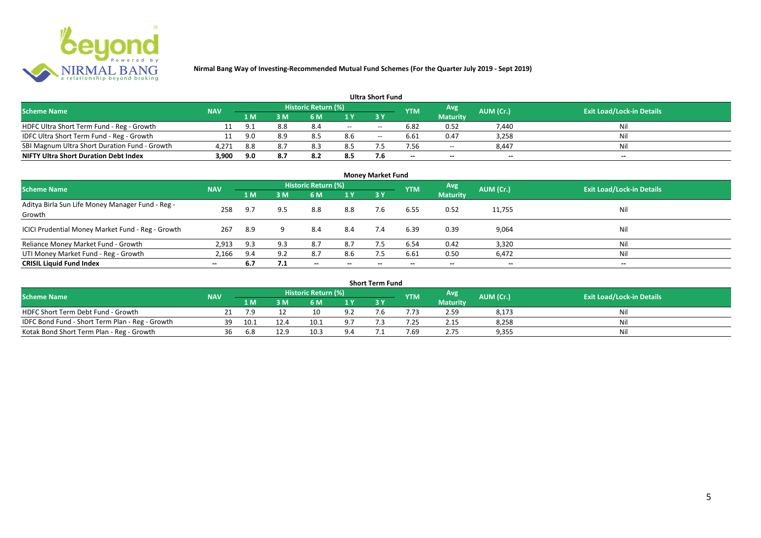**Nirmal Bang Way of Investing-Recommended Mutual Fund Schemes (For the Quarter July 2019 - Sept 2019)**

### Ultra Short Fund

| Scheme Name | NAV | Historic Return (%) | | | | | YTM | Avg Maturity | AUM (Cr.) | Exit Load/Lock-in Details |
|---|---|---|---|---|---|---|---|---|---|---|
| | | 1 M | 3 M | 6 M | 1 Y | 3 Y | | | | |
| HDFC Ultra Short Term Fund - Reg - Growth | 11 | 9.1 | 8.8 | 8.4 | -- | -- | 6.82 | 0.52 | 7,440 | Nil |
| IDFC Ultra Short Term Fund - Reg - Growth | 11 | 9.0 | 8.9 | 8.5 | 8.6 | -- | 6.61 | 0.47 | 3,258 | Nil |
| SBI Magnum Ultra Short Duration Fund - Growth | 4,271 | 8.8 | 8.7 | 8.3 | 8.5 | 7.5 | 7.56 | -- | 8,447 | Nil |
| **NIFTY Ultra Short Duration Debt Index** | **3,900** | **9.0** | **8.7** | **8.2** | **8.5** | **7.6** | **--** | **--** | **--** | **--** |

### Money Market Fund

| Scheme Name | NAV | Historic Return (%) | | | | | YTM | Avg Maturity | AUM (Cr.) | Exit Load/Lock-in Details |
|---|---|---|---|---|---|---|---|---|---|---|
| | | 1 M | 3 M | 6 M | 1 Y | 3 Y | | | | |
| Aditya Birla Sun Life Money Manager Fund - Reg - Growth | 258 | 9.7 | 9.5 | 8.8 | 8.8 | 7.6 | 6.55 | 0.52 | 11,755 | Nil |
| ICICI Prudential Money Market Fund - Reg - Growth | 267 | 8.9 | 9 | 8.4 | 8.4 | 7.4 | 6.39 | 0.39 | 9,064 | Nil |
| Reliance Money Market Fund - Growth | 2,913 | 9.3 | 9.3 | 8.7 | 8.7 | 7.5 | 6.54 | 0.42 | 3,320 | Nil |
| UTI Money Market Fund - Reg - Growth | 2,166 | 9.4 | 9.2 | 8.7 | 8.6 | 7.5 | 6.61 | 0.50 | 6,472 | Nil |
| **CRISIL Liquid Fund Index** | **--** | **6.7** | **7.1** | **--** | **--** | **--** | **--** | **--** | **--** | **--** |

### Short Term Fund

| Scheme Name | NAV | Historic Return (%) | | | | | YTM | Avg Maturity | AUM (Cr.) | Exit Load/Lock-in Details |
|---|---|---|---|---|---|---|---|---|---|---|
| | | 1 M | 3 M | 6 M | 1 Y | 3 Y | | | | |
| HDFC Short Term Debt Fund - Growth | 21 | 7.9 | 12 | 10 | 9.2 | 7.6 | 7.73 | 2.59 | 8,173 | Nil |
| IDFC Bond Fund - Short Term Plan - Reg - Growth | 39 | 10.1 | 12.4 | 10.1 | 9.7 | 7.3 | 7.25 | 2.15 | 8,258 | Nil |
| Kotak Bond Short Term Plan - Reg - Growth | 36 | 6.8 | 12.9 | 10.3 | 9.4 | 7.1 | 7.69 | 2.75 | 9,355 | Nil |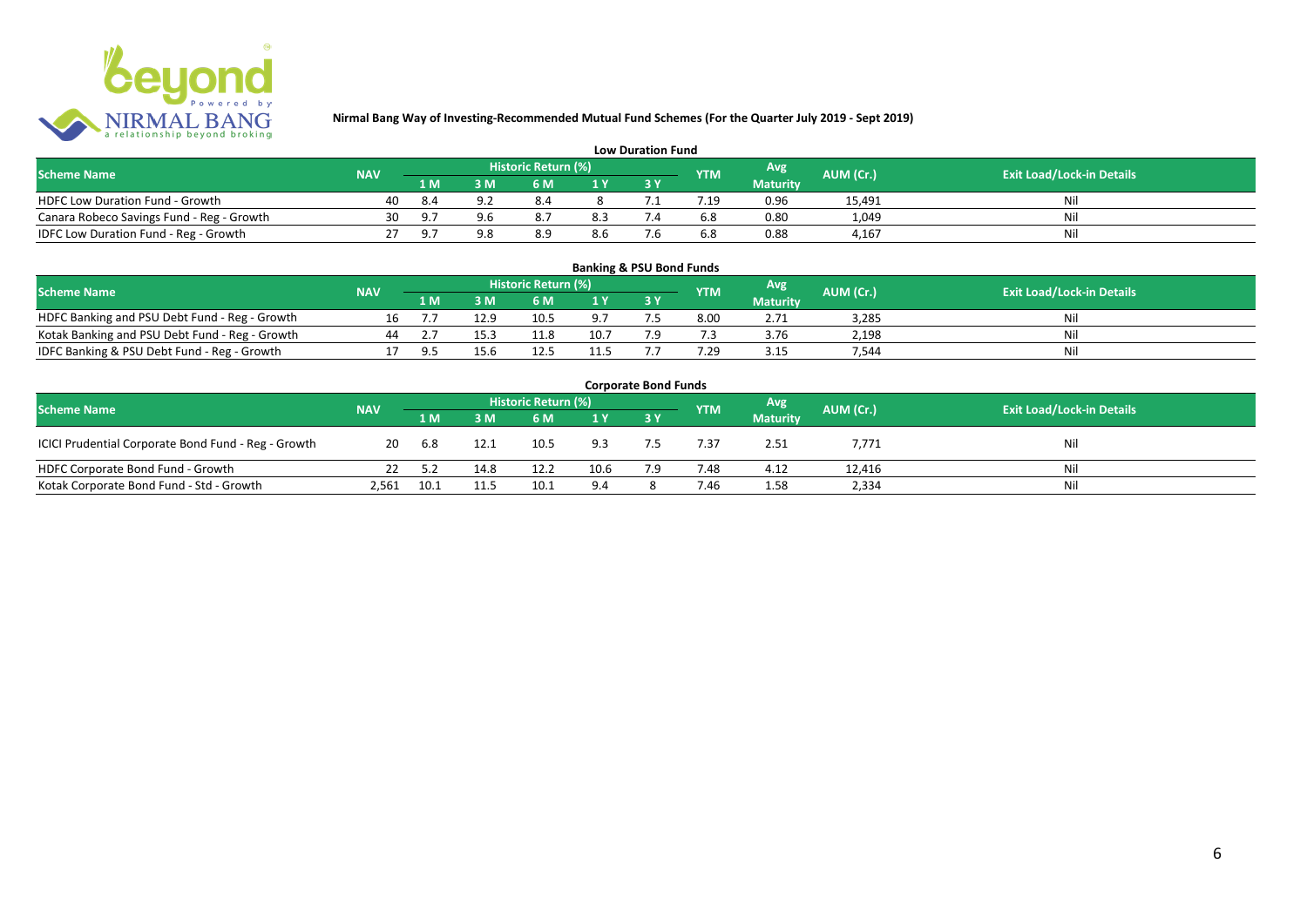**Nirmal Bang Way of Investing-Recommended Mutual Fund Schemes (For the Quarter July 2019 - Sept 2019)**

## Low Duration Fund

| Scheme Name | NAV | Historic Return (%) | | | | | YTM | Avg Maturity | AUM (Cr.) | Exit Load/Lock-in Details |
|---|---|---|---|---|---|---|---|---|---|---|
| | | 1 M | 3 M | 6 M | 1 Y | 3 Y | | | | |
| HDFC Low Duration Fund - Growth | 40 | 8.4 | 9.2 | 8.4 | 8 | 7.1 | 7.19 | 0.96 | 15,491 | Nil |
| Canara Robeco Savings Fund - Reg - Growth | 30 | 9.7 | 9.6 | 8.7 | 8.3 | 7.4 | 6.8 | 0.80 | 1,049 | Nil |
| IDFC Low Duration Fund - Reg - Growth | 27 | 9.7 | 9.8 | 8.9 | 8.6 | 7.6 | 6.8 | 0.88 | 4,167 | Nil |

## Banking & PSU Bond Funds

| Scheme Name | NAV | Historic Return (%) | | | | | YTM | Avg Maturity | AUM (Cr.) | Exit Load/Lock-in Details |
|---|---|---|---|---|---|---|---|---|---|---|
| | | 1 M | 3 M | 6 M | 1 Y | 3 Y | | | | |
| HDFC Banking and PSU Debt Fund - Reg - Growth | 16 | 7.7 | 12.9 | 10.5 | 9.7 | 7.5 | 8.00 | 2.71 | 3,285 | Nil |
| Kotak Banking and PSU Debt Fund - Reg - Growth | 44 | 2.7 | 15.3 | 11.8 | 10.7 | 7.9 | 7.3 | 3.76 | 2,198 | Nil |
| IDFC Banking & PSU Debt Fund - Reg - Growth | 17 | 9.5 | 15.6 | 12.5 | 11.5 | 7.7 | 7.29 | 3.15 | 7,544 | Nil |

## Corporate Bond Funds

| Scheme Name | NAV | Historic Return (%) | | | | | YTM | Avg Maturity | AUM (Cr.) | Exit Load/Lock-in Details |
|---|---|---|---|---|---|---|---|---|---|---|
| | | 1 M | 3 M | 6 M | 1 Y | 3 Y | | | | |
| ICICI Prudential Corporate Bond Fund - Reg - Growth | 20 | 6.8 | 12.1 | 10.5 | 9.3 | 7.5 | 7.37 | 2.51 | 7,771 | Nil |
| HDFC Corporate Bond Fund - Growth | 22 | 5.2 | 14.8 | 12.2 | 10.6 | 7.9 | 7.48 | 4.12 | 12,416 | Nil |
| Kotak Corporate Bond Fund - Std - Growth | 2,561 | 10.1 | 11.5 | 10.1 | 9.4 | 8 | 7.46 | 1.58 | 2,334 | Nil |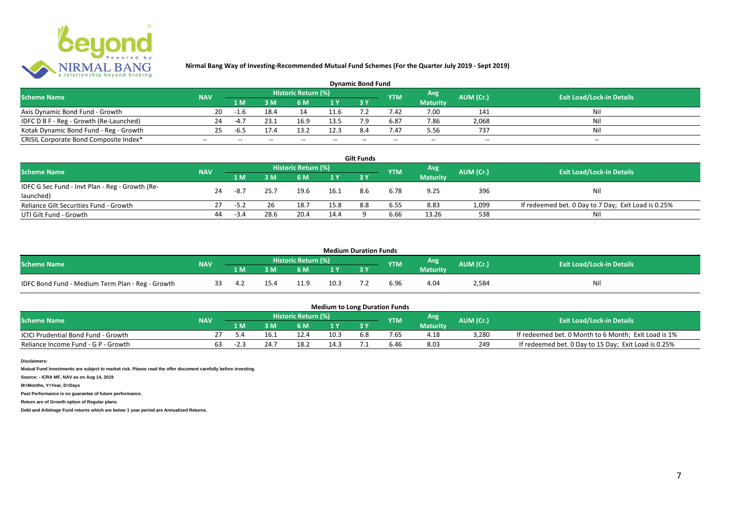**Nirmal Bang Way of Investing-Recommended Mutual Fund Schemes (For the Quarter July 2019 - Sept 2019)**

### Dynamic Bond Fund

| Scheme Name | NAV | Historic Return (%) | | | | | YTM | Avg Maturity | AUM (Cr.) | Exit Load/Lock-in Details |
|---|---|---|---|---|---|---|---|---|---|---|
| | | 1 M | 3 M | 6 M | 1 Y | 3 Y | | | | |
| Axis Dynamic Bond Fund - Growth | 20 | -1.6 | 18.4 | 14 | 11.6 | 7.2 | 7.42 | 7.00 | 141 | Nil |
| IDFC D B F - Reg - Growth (Re-Launched) | 24 | -4.7 | 23.1 | 16.9 | 13.5 | 7.9 | 6.87 | 7.86 | 2,068 | Nil |
| Kotak Dynamic Bond Fund - Reg - Growth | 25 | -6.5 | 17.4 | 13.2 | 12.3 | 8.4 | 7.47 | 5.56 | 737 | Nil |
| CRISIL Corporate Bond Composite Index* | -- | -- | -- | -- | -- | -- | -- | -- | -- | -- |

### Gilt Funds

| Scheme Name | NAV | Historic Return (%) | | | | | YTM | Avg Maturity | AUM (Cr.) | Exit Load/Lock-in Details |
|---|---|---|---|---|---|---|---|---|---|---|
| | | 1 M | 3 M | 6 M | 1 Y | 3 Y | | | | |
| IDFC G Sec Fund - Invt Plan - Reg - Growth (Re-launched) | 24 | -8.7 | 25.7 | 19.6 | 16.1 | 8.6 | 6.78 | 9.25 | 396 | Nil |
| Reliance Gilt Securities Fund - Growth | 27 | -5.2 | 26 | 18.7 | 15.8 | 8.8 | 6.55 | 8.83 | 1,099 | If redeemed bet. 0 Day to 7 Day; Exit Load is 0.25% |
| UTI Gilt Fund - Growth | 44 | -3.4 | 28.6 | 20.4 | 14.4 | 9 | 6.66 | 13.26 | 538 | Nil |

### Medium Duration Funds

| Scheme Name | NAV | Historic Return (%) | | | | | YTM | Avg Maturity | AUM (Cr.) | Exit Load/Lock-in Details |
|---|---|---|---|---|---|---|---|---|---|---|
| | | 1 M | 3 M | 6 M | 1 Y | 3 Y | | | | |
| IDFC Bond Fund - Medium Term Plan - Reg - Growth | 33 | 4.2 | 15.4 | 11.9 | 10.3 | 7.2 | 6.96 | 4.04 | 2,584 | Nil |

### Medium to Long Duration Funds

| Scheme Name | NAV | Historic Return (%) | | | | | YTM | Avg Maturity | AUM (Cr.) | Exit Load/Lock-in Details |
|---|---|---|---|---|---|---|---|---|---|---|
| | | 1 M | 3 M | 6 M | 1 Y | 3 Y | | | | |
| ICICI Prudential Bond Fund - Growth | 27 | 5.4 | 16.1 | 12.4 | 10.3 | 6.8 | 7.65 | 4.18 | 3,280 | If redeemed bet. 0 Month to 6 Month; Exit Load is 1% |
| Reliance Income Fund - G P - Growth | 63 | -2.3 | 24.7 | 18.2 | 14.3 | 7.1 | 6.46 | 8.03 | 249 | If redeemed bet. 0 Day to 15 Day; Exit Load is 0.25% |

**Disclaimers:**

**Mutual Fund Investments are subject to market risk. Please read the offer document carefully before investing.**

**Source: - ICRA MF, NAV as on Aug 14, 2019**

**M=Months, Y=Year, D=Days**

**Past Performance is no guarantee of future performance.**

**Return are of Growth option of Regular plans.**

**Debt and Arbitrage Fund returns which are below 1 year period are Annualized Returns.**